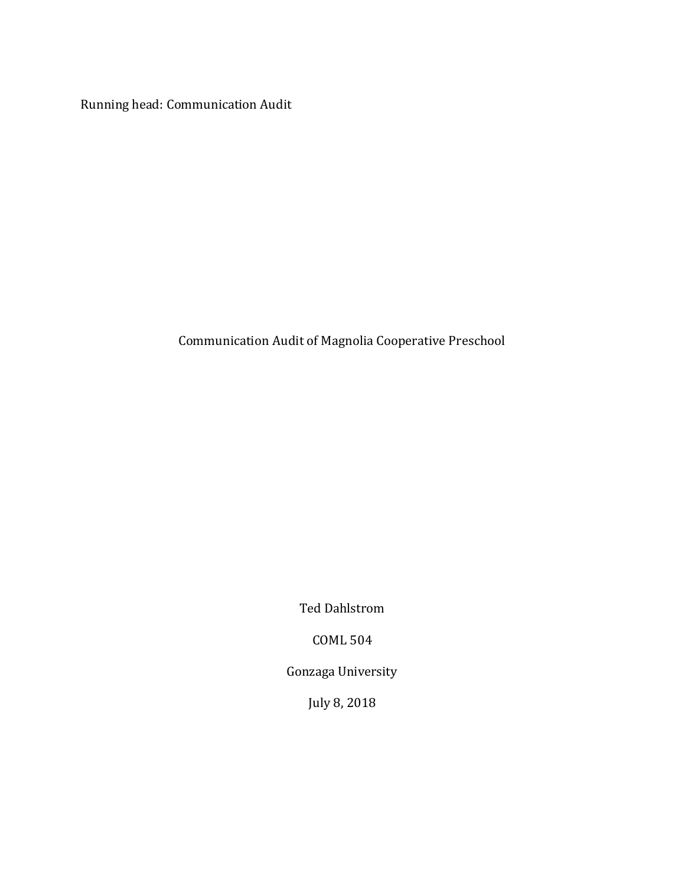Communication Audit of Magnolia Cooperative Preschool

Ted Dahlstrom

COML 504

Gonzaga University

July 8, 2018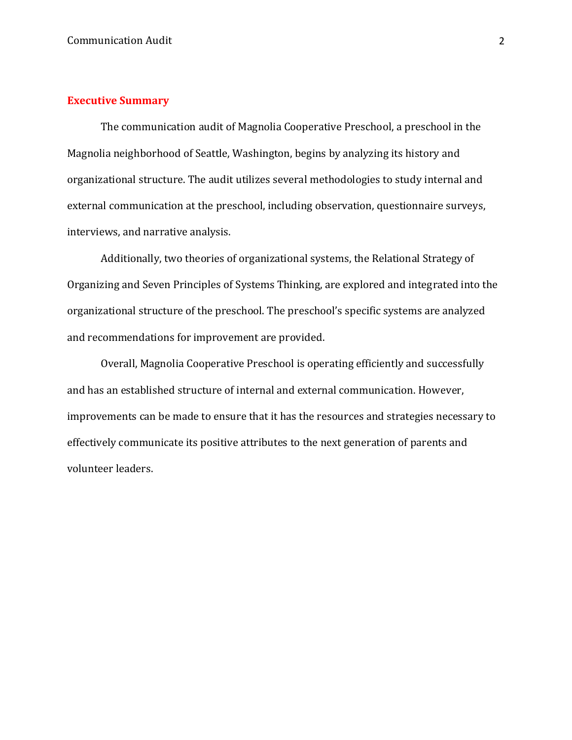## Executive Summary

The communication audit of Magnolia Cooperative Preschool, a preschool in the Magnolia neighborhood of Seattle, Washington, begins by analyzing its history and organizational structure. The audit utilizes several methodologies to study internal and external communication at the preschool, including observation, questionnaire surveys, interviews, and narrative analysis.

Additionally, two theories of organizational systems, the Relational Strategy of Organizing and Seven Principles of Systems Thinking, are explored and integrated into the organizational structure of the preschool. The preschool's specific systems are analyzed and recommendations for improvement are provided.

Overall, Magnolia Cooperative Preschool is operating efficiently and successfully and has an established structure of internal and external communication. However, improvements can be made to ensure that it has the resources and strategies necessary to effectively communicate its positive attributes to the next generation of parents and volunteer leaders.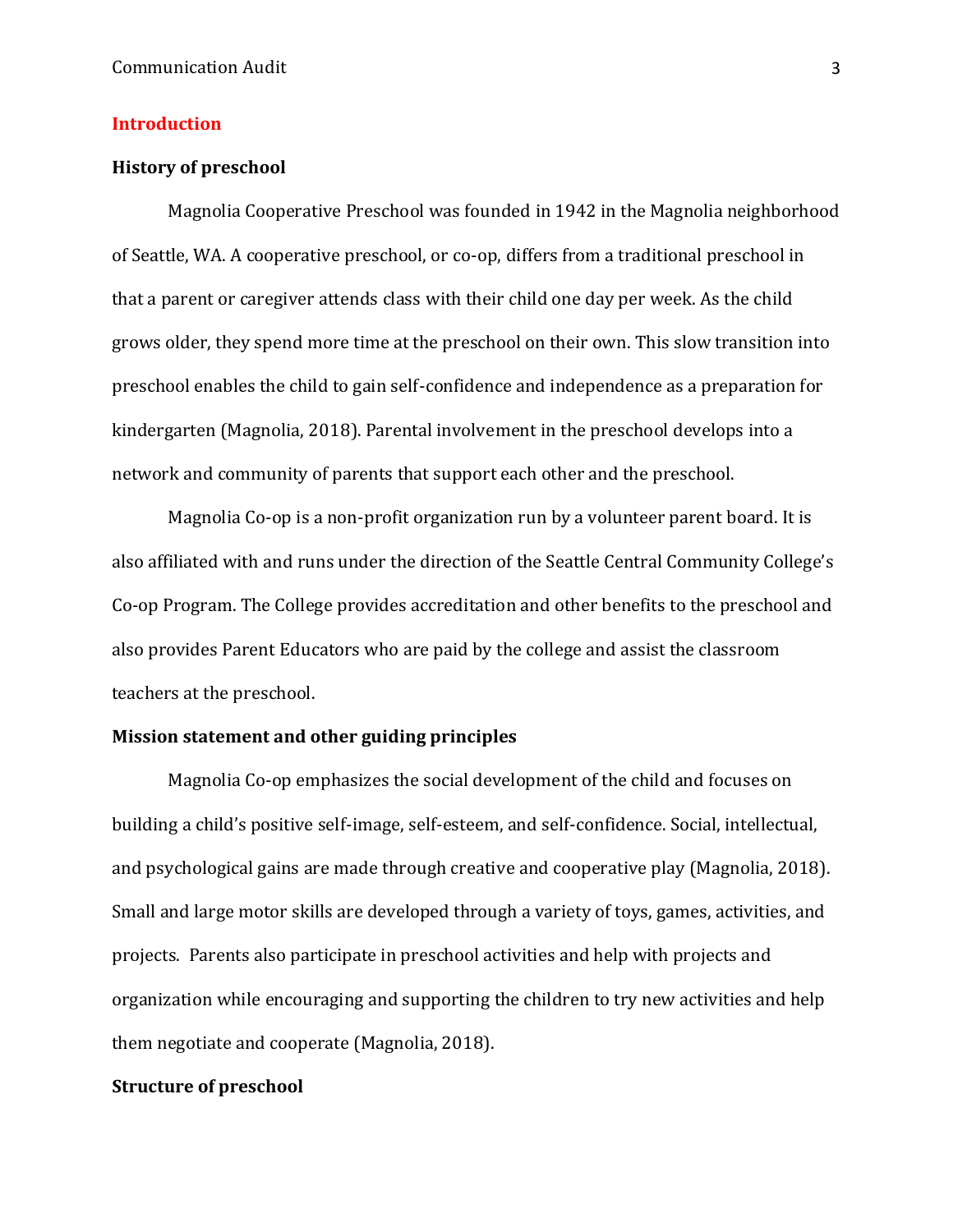# Introduction

## History of preschool

Magnolia Cooperative Preschool was founded in 1942 in the Magnolia neighborhood of Seattle, WA. A cooperative preschool, or co-op, differs from a traditional preschool in that a parent or caregiver attends class with their child one day per week. As the child grows older, they spend more time at the preschool on their own. This slow transition into preschool enables the child to gain self-confidence and independence as a preparation for kindergarten (Magnolia, 2018). Parental involvement in the preschool develops into a network and community of parents that support each other and the preschool.

Magnolia Co-op is a non-profit organization run by a volunteer parent board. It is also affiliated with and runs under the direction of the Seattle Central Community College's Co-op Program. The College provides accreditation and other benefits to the preschool and also provides Parent Educators who are paid by the college and assist the classroom teachers at the preschool.

## Mission statement and other guiding principles

Magnolia Co-op emphasizes the social development of the child and focuses on building a child's positive self-image, self-esteem, and self-confidence. Social, intellectual, and psychological gains are made through creative and cooperative play (Magnolia, 2018). Small and large motor skills are developed through a variety of toys, games, activities, and projects. Parents also participate in preschool activities and help with projects and organization while encouraging and supporting the children to try new activities and help them negotiate and cooperate (Magnolia, 2018).

## Structure of preschool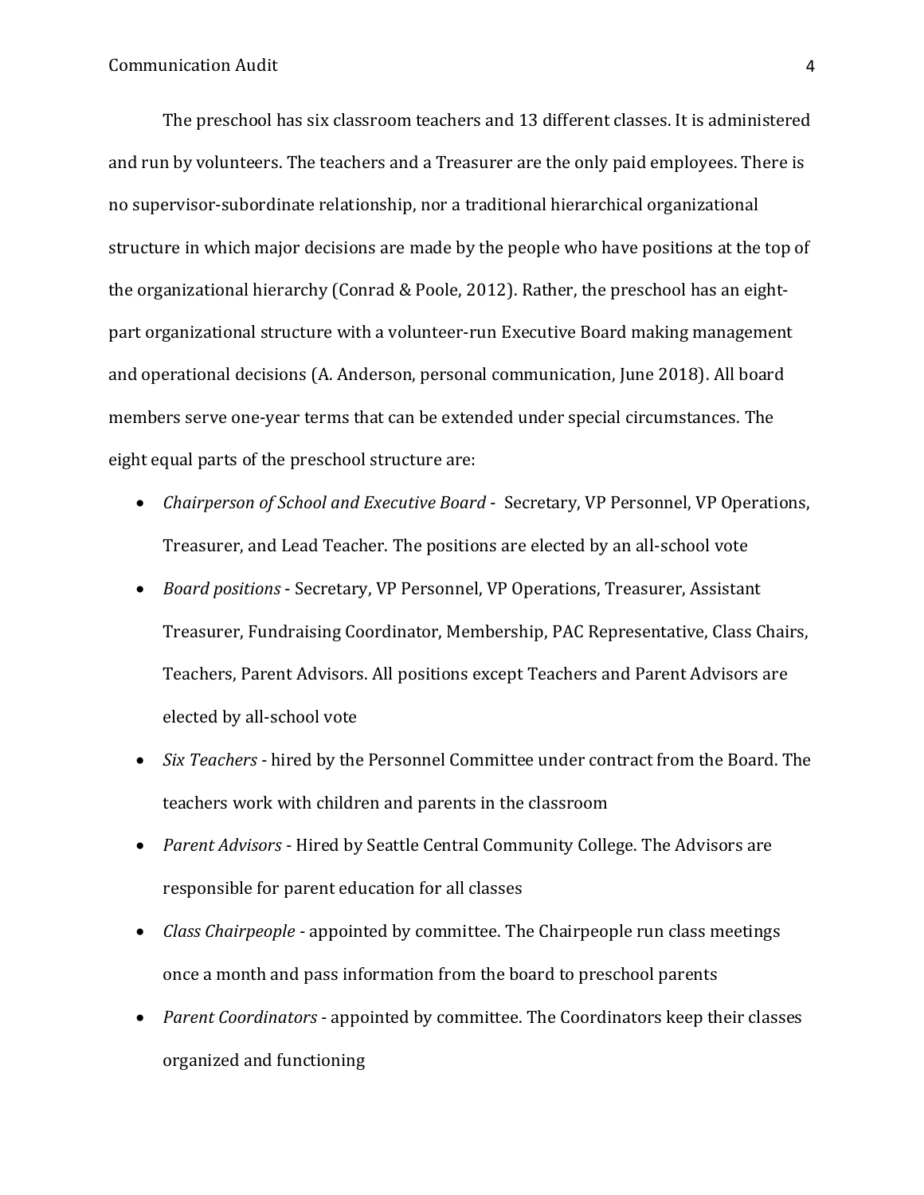The preschool has six classroom teachers and 13 different classes. It is administered and run by volunteers. The teachers and a Treasurer are the only paid employees. There is no supervisor-subordinate relationship, nor a traditional hierarchical organizational structure in which major decisions are made by the people who have positions at the top of the organizational hierarchy (Conrad & Poole, 2012). Rather, the preschool has an eight-part organizational structure with a volunteer-run Executive Board making management and operational decisions (A. Anderson, personal communication, June 2018). All board members serve one-year terms that can be extended under special circumstances. The eight equal parts of the preschool structure are:

- *Chairperson of School and Executive Board* - Secretary, VP Personnel, VP Operations, Treasurer, and Lead Teacher. The positions are elected by an all-school vote
- *Board positions* - Secretary, VP Personnel, VP Operations, Treasurer, Assistant Treasurer, Fundraising Coordinator, Membership, PAC Representative, Class Chairs, Teachers, Parent Advisors. All positions except Teachers and Parent Advisors are elected by all-school vote
- *Six Teachers* - hired by the Personnel Committee under contract from the Board. The teachers work with children and parents in the classroom
- *Parent Advisors* - Hired by Seattle Central Community College. The Advisors are responsible for parent education for all classes
- *Class Chairpeople* - appointed by committee. The Chairpeople run class meetings once a month and pass information from the board to preschool parents
- *Parent Coordinators* - appointed by committee. The Coordinators keep their classes organized and functioning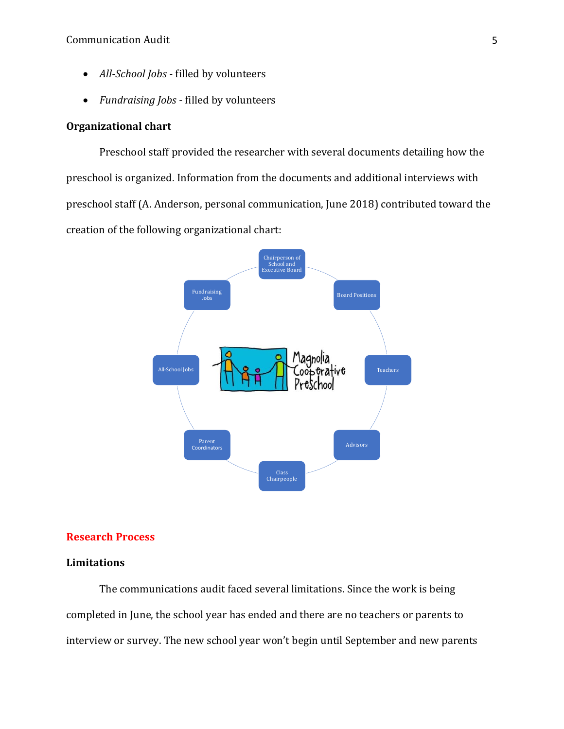- *All-School Jobs* - filled by volunteers
- *Fundraising Jobs* - filled by volunteers

### Organizational chart

Preschool staff provided the researcher with several documents detailing how the preschool is organized. Information from the documents and additional interviews with preschool staff (A. Anderson, personal communication, June 2018) contributed toward the creation of the following organizational chart:

Magnolia Cooperative Preschool

- Chairperson of School and Executive Board
- Board Positions
- Teachers
- Advisors
- Class Chairpeople
- Parent Coordinators
- All-School Jobs
- Fundraising Jobs

## Research Process

### Limitations

The communications audit faced several limitations. Since the work is being completed in June, the school year has ended and there are no teachers or parents to interview or survey. The new school year won't begin until September and new parents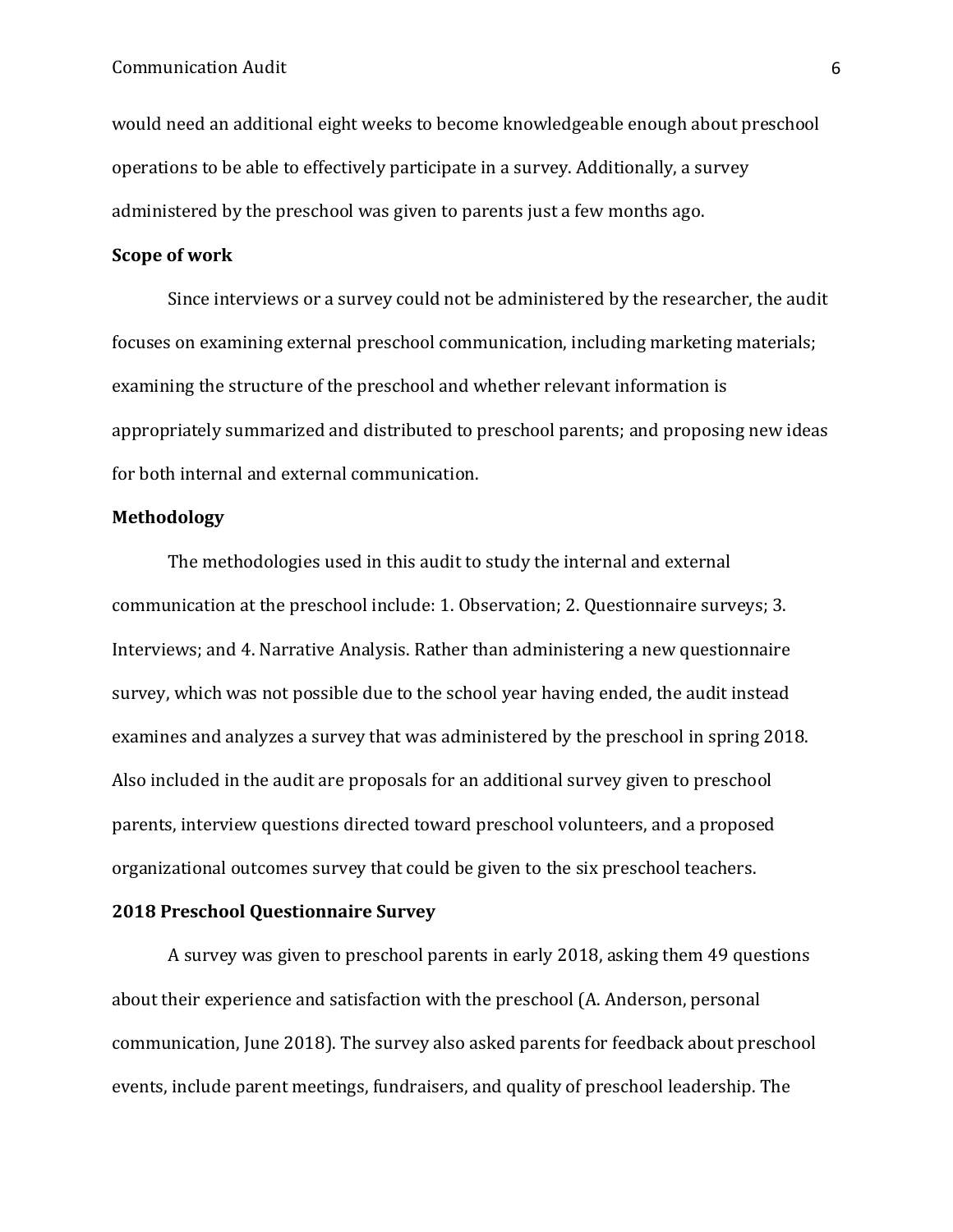would need an additional eight weeks to become knowledgeable enough about preschool operations to be able to effectively participate in a survey. Additionally, a survey administered by the preschool was given to parents just a few months ago.

**Scope of work**

Since interviews or a survey could not be administered by the researcher, the audit focuses on examining external preschool communication, including marketing materials; examining the structure of the preschool and whether relevant information is appropriately summarized and distributed to preschool parents; and proposing new ideas for both internal and external communication.

**Methodology**

The methodologies used in this audit to study the internal and external communication at the preschool include: 1. Observation; 2. Questionnaire surveys; 3. Interviews; and 4. Narrative Analysis. Rather than administering a new questionnaire survey, which was not possible due to the school year having ended, the audit instead examines and analyzes a survey that was administered by the preschool in spring 2018. Also included in the audit are proposals for an additional survey given to preschool parents, interview questions directed toward preschool volunteers, and a proposed organizational outcomes survey that could be given to the six preschool teachers.

**2018 Preschool Questionnaire Survey**

A survey was given to preschool parents in early 2018, asking them 49 questions about their experience and satisfaction with the preschool (A. Anderson, personal communication, June 2018). The survey also asked parents for feedback about preschool events, include parent meetings, fundraisers, and quality of preschool leadership. The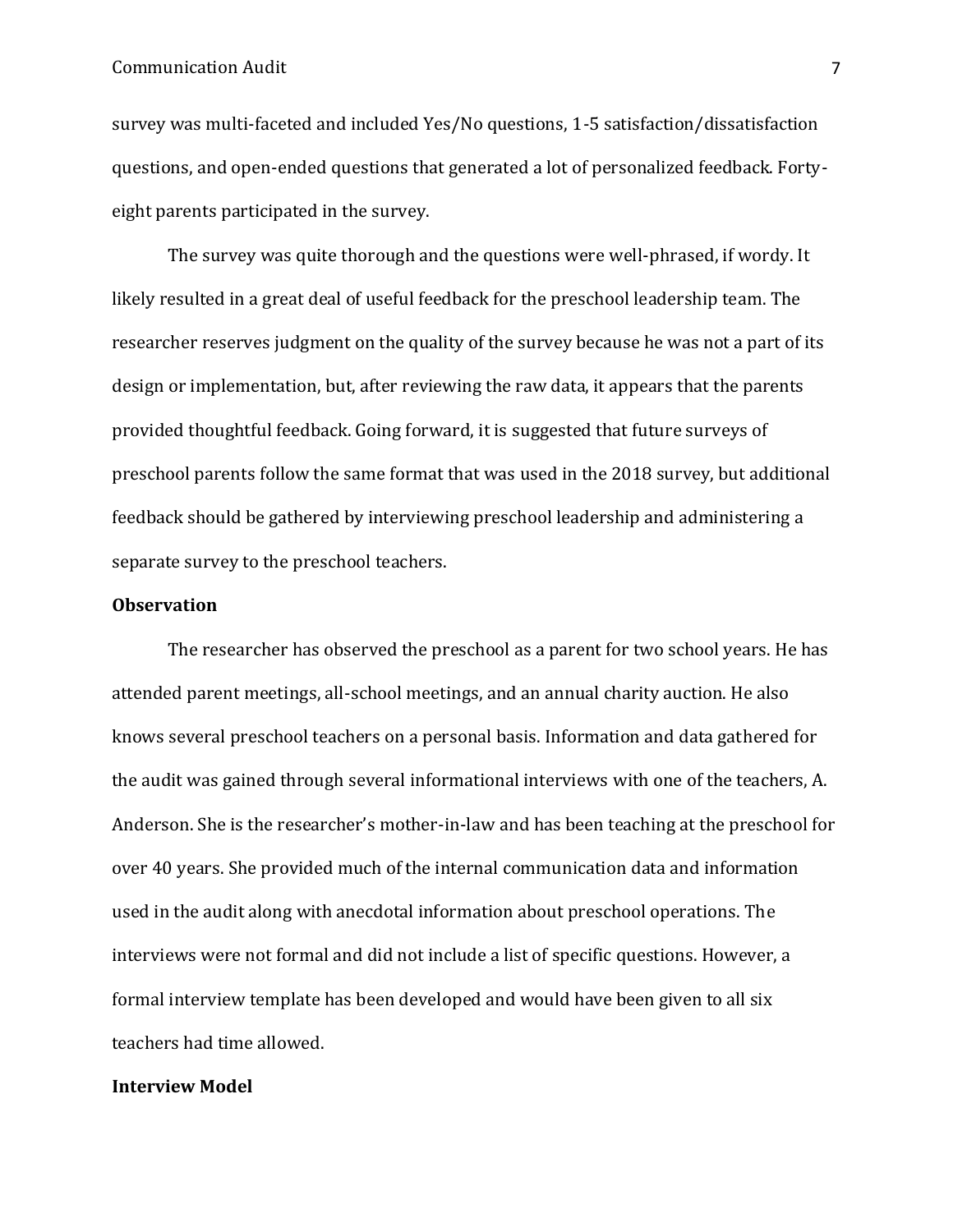survey was multi-faceted and included Yes/No questions, 1-5 satisfaction/dissatisfaction questions, and open-ended questions that generated a lot of personalized feedback. Forty-eight parents participated in the survey.

The survey was quite thorough and the questions were well-phrased, if wordy. It likely resulted in a great deal of useful feedback for the preschool leadership team. The researcher reserves judgment on the quality of the survey because he was not a part of its design or implementation, but, after reviewing the raw data, it appears that the parents provided thoughtful feedback. Going forward, it is suggested that future surveys of preschool parents follow the same format that was used in the 2018 survey, but additional feedback should be gathered by interviewing preschool leadership and administering a separate survey to the preschool teachers.

**Observation**

The researcher has observed the preschool as a parent for two school years. He has attended parent meetings, all-school meetings, and an annual charity auction. He also knows several preschool teachers on a personal basis. Information and data gathered for the audit was gained through several informational interviews with one of the teachers, A. Anderson. She is the researcher's mother-in-law and has been teaching at the preschool for over 40 years. She provided much of the internal communication data and information used in the audit along with anecdotal information about preschool operations. The interviews were not formal and did not include a list of specific questions. However, a formal interview template has been developed and would have been given to all six teachers had time allowed.

**Interview Model**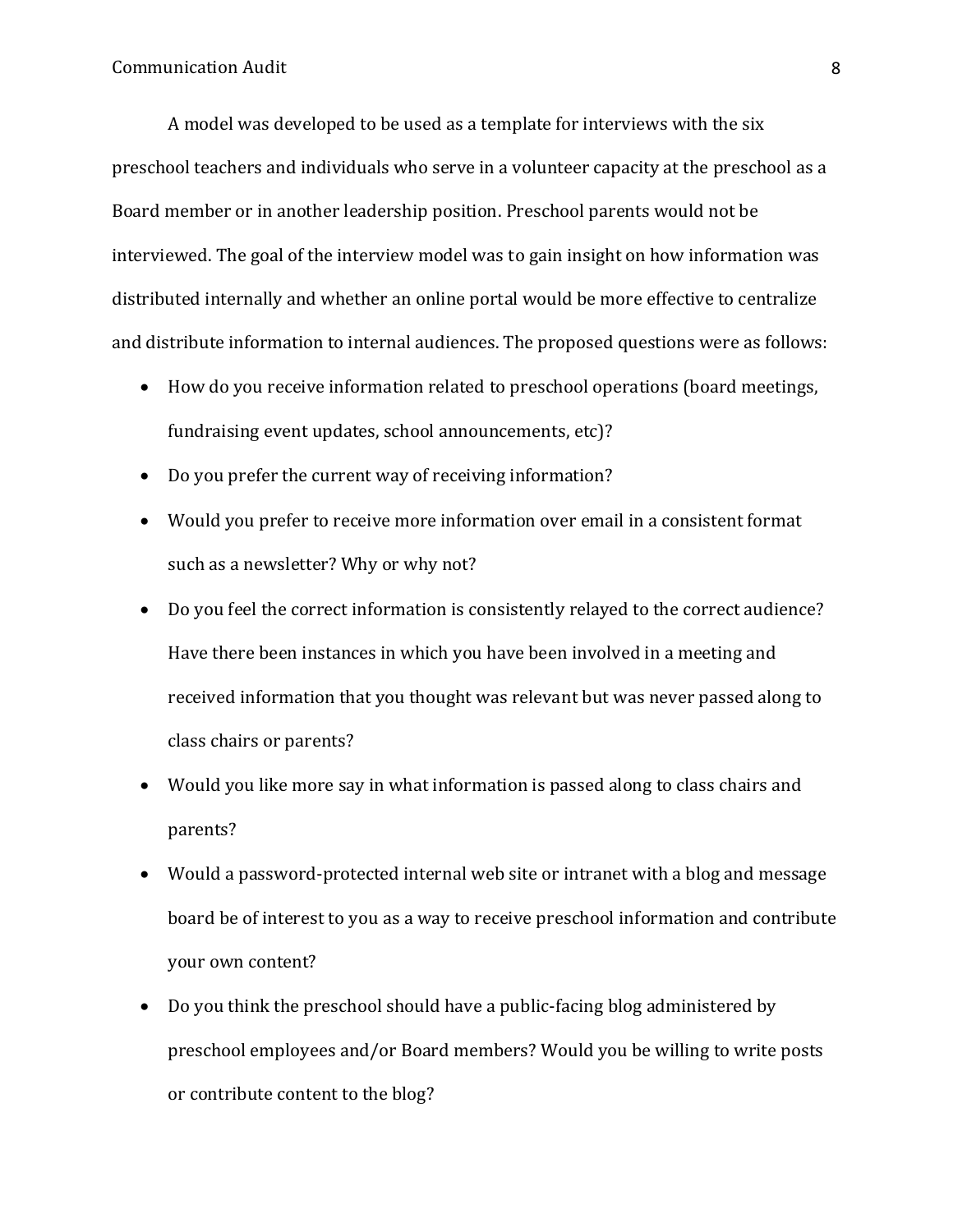A model was developed to be used as a template for interviews with the six preschool teachers and individuals who serve in a volunteer capacity at the preschool as a Board member or in another leadership position. Preschool parents would not be interviewed. The goal of the interview model was to gain insight on how information was distributed internally and whether an online portal would be more effective to centralize and distribute information to internal audiences. The proposed questions were as follows:

- How do you receive information related to preschool operations (board meetings, fundraising event updates, school announcements, etc)?
- Do you prefer the current way of receiving information?
- Would you prefer to receive more information over email in a consistent format such as a newsletter? Why or why not?
- Do you feel the correct information is consistently relayed to the correct audience? Have there been instances in which you have been involved in a meeting and received information that you thought was relevant but was never passed along to class chairs or parents?
- Would you like more say in what information is passed along to class chairs and parents?
- Would a password-protected internal web site or intranet with a blog and message board be of interest to you as a way to receive preschool information and contribute your own content?
- Do you think the preschool should have a public-facing blog administered by preschool employees and/or Board members? Would you be willing to write posts or contribute content to the blog?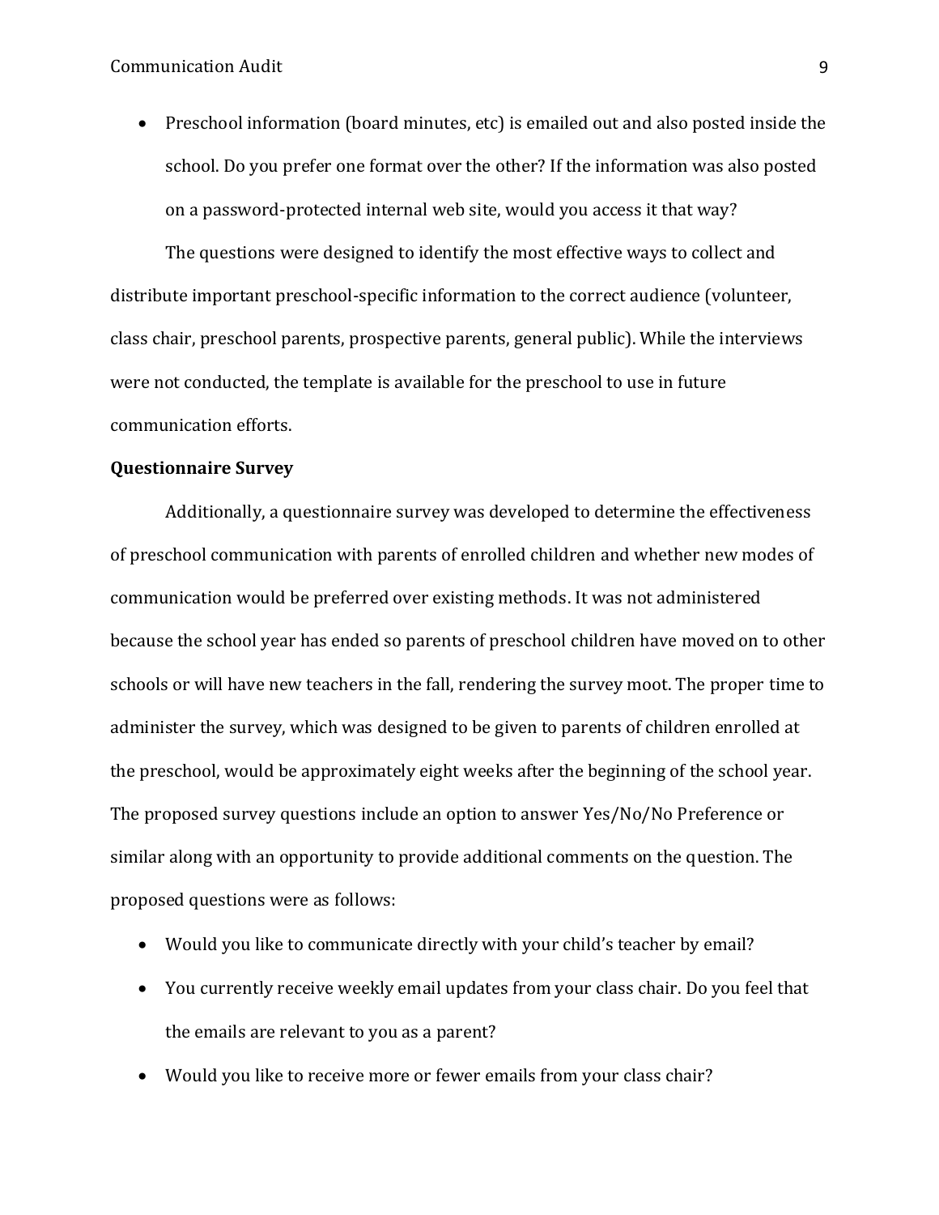- Preschool information (board minutes, etc) is emailed out and also posted inside the school. Do you prefer one format over the other? If the information was also posted on a password-protected internal web site, would you access it that way?

The questions were designed to identify the most effective ways to collect and distribute important preschool-specific information to the correct audience (volunteer, class chair, preschool parents, prospective parents, general public). While the interviews were not conducted, the template is available for the preschool to use in future communication efforts.

**Questionnaire Survey**

Additionally, a questionnaire survey was developed to determine the effectiveness of preschool communication with parents of enrolled children and whether new modes of communication would be preferred over existing methods. It was not administered because the school year has ended so parents of preschool children have moved on to other schools or will have new teachers in the fall, rendering the survey moot. The proper time to administer the survey, which was designed to be given to parents of children enrolled at the preschool, would be approximately eight weeks after the beginning of the school year. The proposed survey questions include an option to answer Yes/No/No Preference or similar along with an opportunity to provide additional comments on the question. The proposed questions were as follows:

- Would you like to communicate directly with your child's teacher by email?
- You currently receive weekly email updates from your class chair. Do you feel that the emails are relevant to you as a parent?
- Would you like to receive more or fewer emails from your class chair?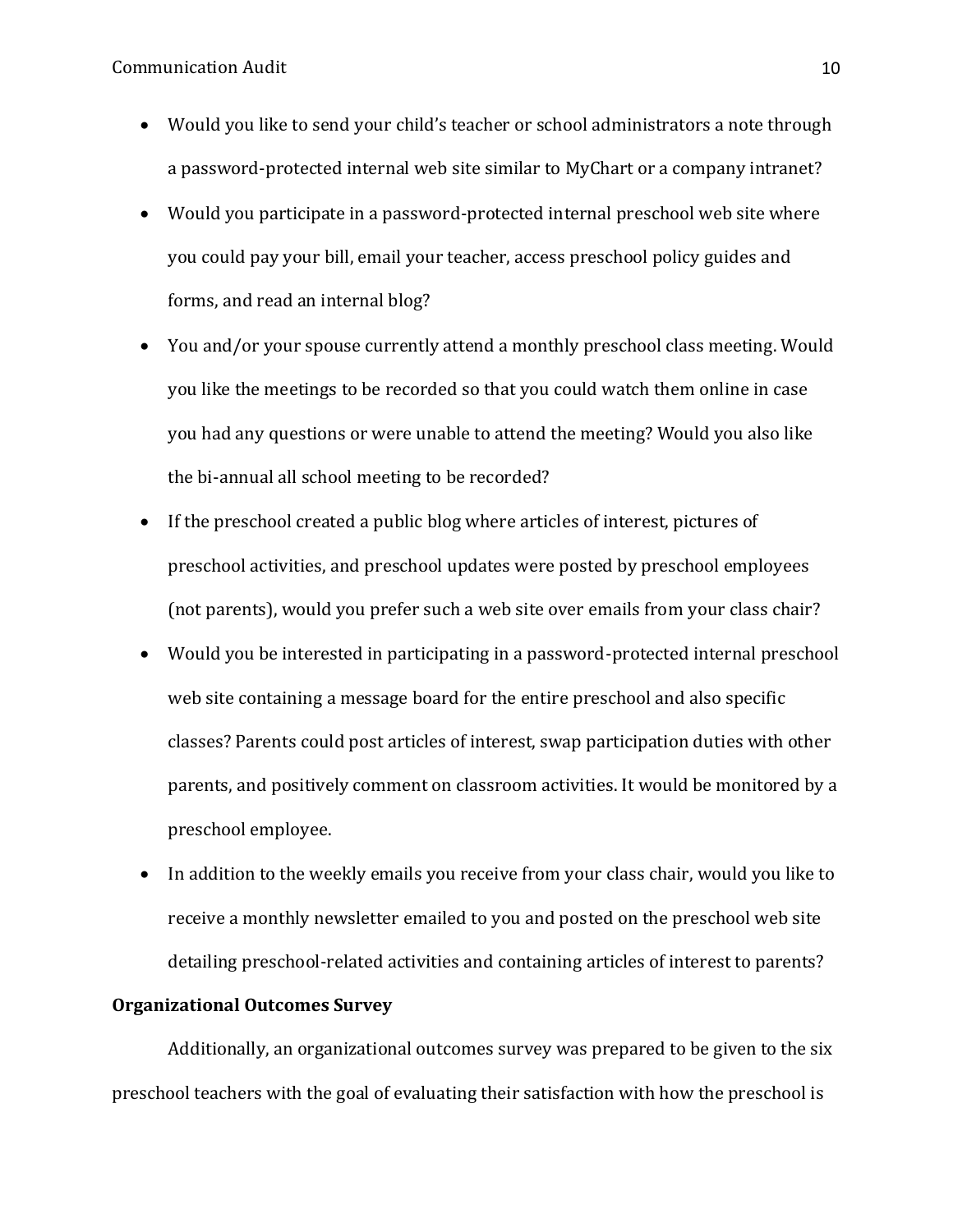- Would you like to send your child's teacher or school administrators a note through a password-protected internal web site similar to MyChart or a company intranet?
- Would you participate in a password-protected internal preschool web site where you could pay your bill, email your teacher, access preschool policy guides and forms, and read an internal blog?
- You and/or your spouse currently attend a monthly preschool class meeting. Would you like the meetings to be recorded so that you could watch them online in case you had any questions or were unable to attend the meeting? Would you also like the bi-annual all school meeting to be recorded?
- If the preschool created a public blog where articles of interest, pictures of preschool activities, and preschool updates were posted by preschool employees (not parents), would you prefer such a web site over emails from your class chair?
- Would you be interested in participating in a password-protected internal preschool web site containing a message board for the entire preschool and also specific classes? Parents could post articles of interest, swap participation duties with other parents, and positively comment on classroom activities. It would be monitored by a preschool employee.
- In addition to the weekly emails you receive from your class chair, would you like to receive a monthly newsletter emailed to you and posted on the preschool web site detailing preschool-related activities and containing articles of interest to parents?

**Organizational Outcomes Survey**

Additionally, an organizational outcomes survey was prepared to be given to the six preschool teachers with the goal of evaluating their satisfaction with how the preschool is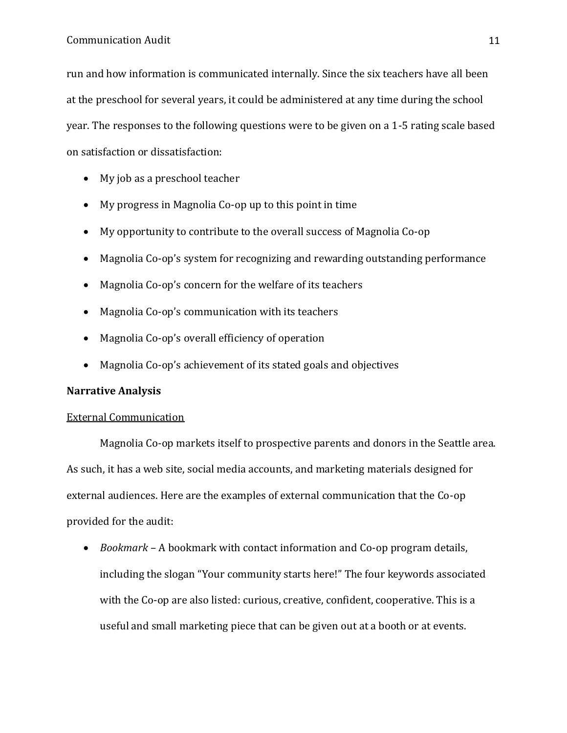run and how information is communicated internally. Since the six teachers have all been at the preschool for several years, it could be administered at any time during the school year. The responses to the following questions were to be given on a 1-5 rating scale based on satisfaction or dissatisfaction:

- My job as a preschool teacher
- My progress in Magnolia Co-op up to this point in time
- My opportunity to contribute to the overall success of Magnolia Co-op
- Magnolia Co-op's system for recognizing and rewarding outstanding performance
- Magnolia Co-op's concern for the welfare of its teachers
- Magnolia Co-op's communication with its teachers
- Magnolia Co-op's overall efficiency of operation
- Magnolia Co-op's achievement of its stated goals and objectives

**Narrative Analysis**

<u>External Communication</u>

Magnolia Co-op markets itself to prospective parents and donors in the Seattle area. As such, it has a web site, social media accounts, and marketing materials designed for external audiences. Here are the examples of external communication that the Co-op provided for the audit:

- *Bookmark* – A bookmark with contact information and Co-op program details, including the slogan "Your community starts here!" The four keywords associated with the Co-op are also listed: curious, creative, confident, cooperative. This is a useful and small marketing piece that can be given out at a booth or at events.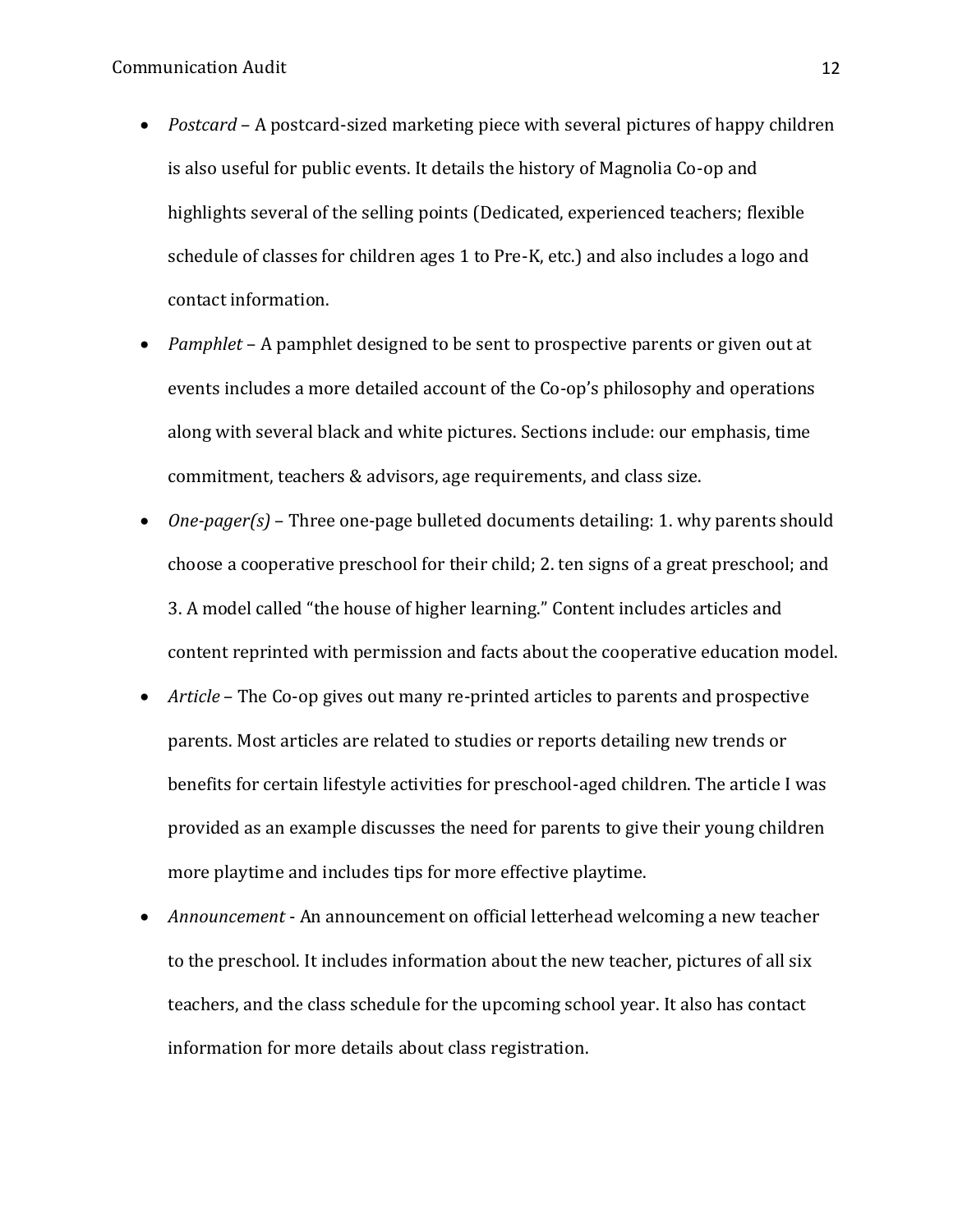- *Postcard* – A postcard-sized marketing piece with several pictures of happy children is also useful for public events. It details the history of Magnolia Co-op and highlights several of the selling points (Dedicated, experienced teachers; flexible schedule of classes for children ages 1 to Pre-K, etc.) and also includes a logo and contact information.
- *Pamphlet* – A pamphlet designed to be sent to prospective parents or given out at events includes a more detailed account of the Co-op's philosophy and operations along with several black and white pictures. Sections include: our emphasis, time commitment, teachers & advisors, age requirements, and class size.
- *One-pager(s)* – Three one-page bulleted documents detailing: 1. why parents should choose a cooperative preschool for their child; 2. ten signs of a great preschool; and 3. A model called "the house of higher learning." Content includes articles and content reprinted with permission and facts about the cooperative education model.
- *Article* – The Co-op gives out many re-printed articles to parents and prospective parents. Most articles are related to studies or reports detailing new trends or benefits for certain lifestyle activities for preschool-aged children. The article I was provided as an example discusses the need for parents to give their young children more playtime and includes tips for more effective playtime.
- *Announcement* - An announcement on official letterhead welcoming a new teacher to the preschool. It includes information about the new teacher, pictures of all six teachers, and the class schedule for the upcoming school year. It also has contact information for more details about class registration.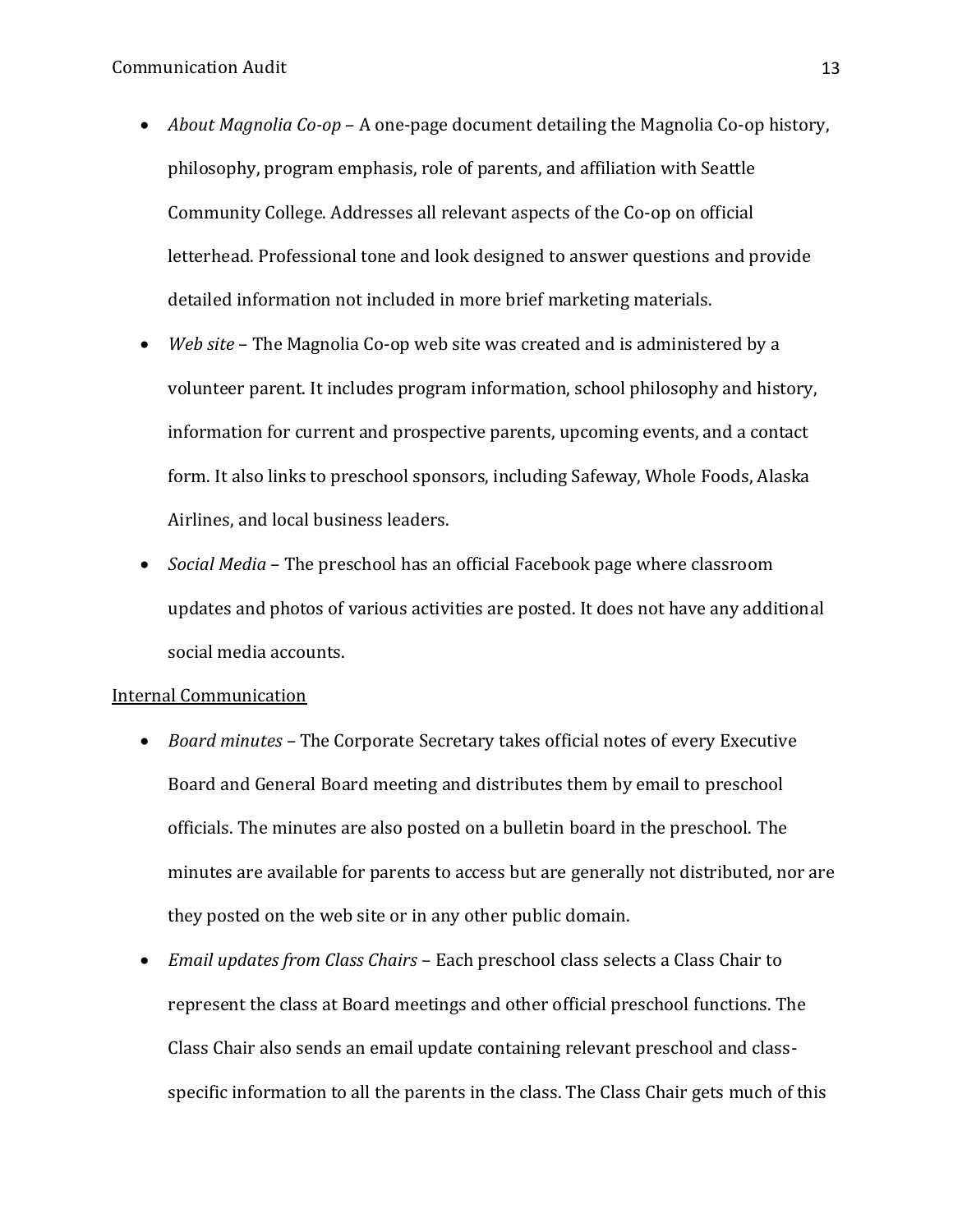- *About Magnolia Co-op* – A one-page document detailing the Magnolia Co-op history, philosophy, program emphasis, role of parents, and affiliation with Seattle Community College. Addresses all relevant aspects of the Co-op on official letterhead. Professional tone and look designed to answer questions and provide detailed information not included in more brief marketing materials.
- *Web site* – The Magnolia Co-op web site was created and is administered by a volunteer parent. It includes program information, school philosophy and history, information for current and prospective parents, upcoming events, and a contact form. It also links to preschool sponsors, including Safeway, Whole Foods, Alaska Airlines, and local business leaders.
- *Social Media* – The preschool has an official Facebook page where classroom updates and photos of various activities are posted. It does not have any additional social media accounts.

<u>Internal Communication</u>

- *Board minutes* – The Corporate Secretary takes official notes of every Executive Board and General Board meeting and distributes them by email to preschool officials. The minutes are also posted on a bulletin board in the preschool. The minutes are available for parents to access but are generally not distributed, nor are they posted on the web site or in any other public domain.
- *Email updates from Class Chairs* – Each preschool class selects a Class Chair to represent the class at Board meetings and other official preschool functions. The Class Chair also sends an email update containing relevant preschool and class-specific information to all the parents in the class. The Class Chair gets much of this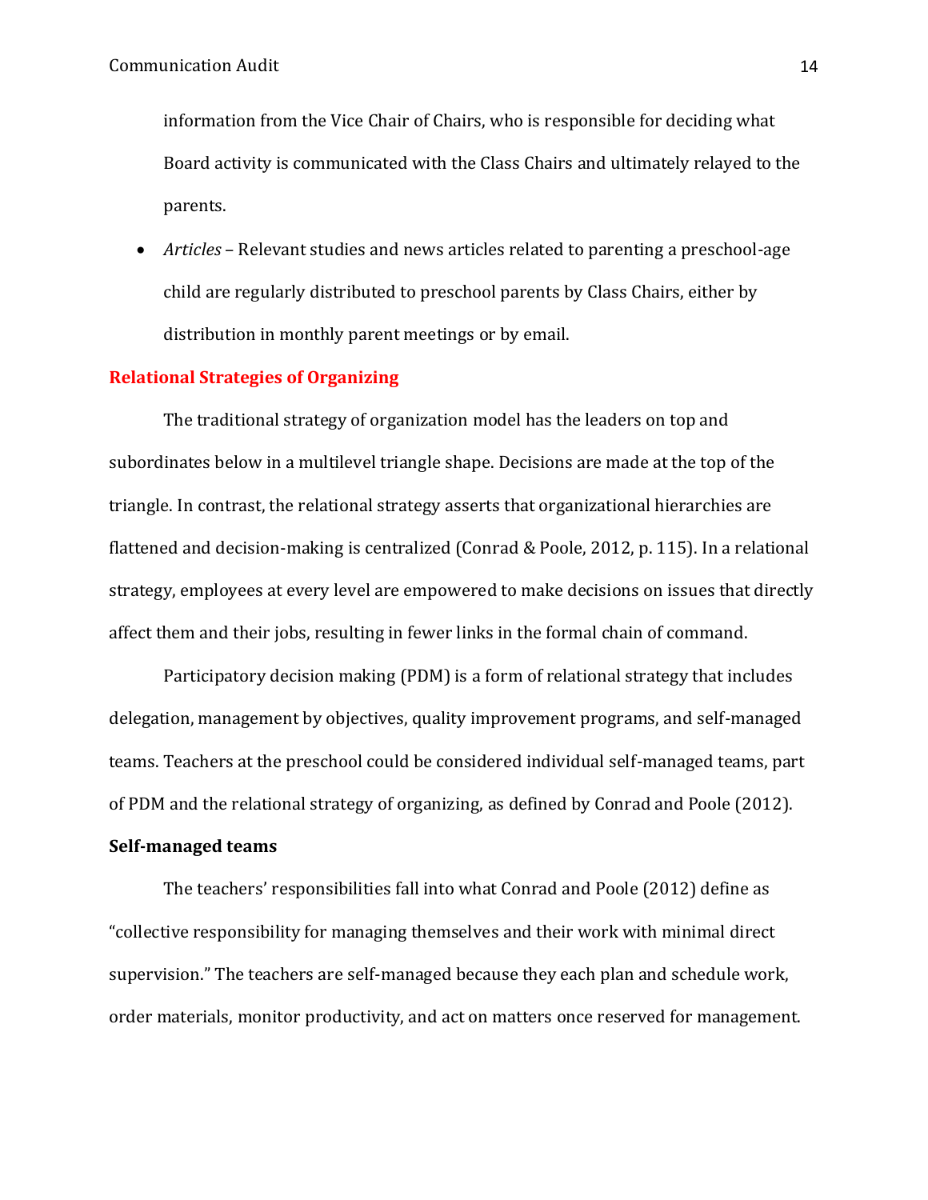information from the Vice Chair of Chairs, who is responsible for deciding what Board activity is communicated with the Class Chairs and ultimately relayed to the parents.

- *Articles* – Relevant studies and news articles related to parenting a preschool-age child are regularly distributed to preschool parents by Class Chairs, either by distribution in monthly parent meetings or by email.

## Relational Strategies of Organizing

The traditional strategy of organization model has the leaders on top and subordinates below in a multilevel triangle shape. Decisions are made at the top of the triangle. In contrast, the relational strategy asserts that organizational hierarchies are flattened and decision-making is centralized (Conrad & Poole, 2012, p. 115). In a relational strategy, employees at every level are empowered to make decisions on issues that directly affect them and their jobs, resulting in fewer links in the formal chain of command.

Participatory decision making (PDM) is a form of relational strategy that includes delegation, management by objectives, quality improvement programs, and self-managed teams. Teachers at the preschool could be considered individual self-managed teams, part of PDM and the relational strategy of organizing, as defined by Conrad and Poole (2012).

### Self-managed teams

The teachers' responsibilities fall into what Conrad and Poole (2012) define as "collective responsibility for managing themselves and their work with minimal direct supervision." The teachers are self-managed because they each plan and schedule work, order materials, monitor productivity, and act on matters once reserved for management.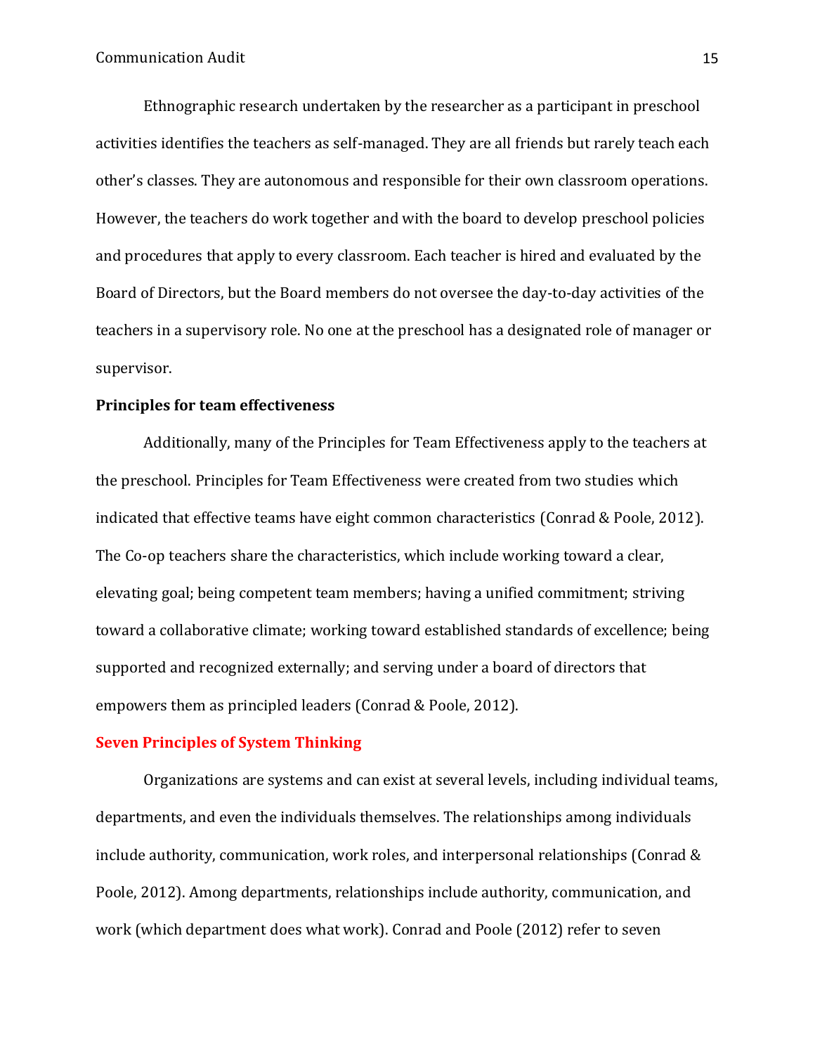Ethnographic research undertaken by the researcher as a participant in preschool activities identifies the teachers as self-managed. They are all friends but rarely teach each other's classes. They are autonomous and responsible for their own classroom operations. However, the teachers do work together and with the board to develop preschool policies and procedures that apply to every classroom. Each teacher is hired and evaluated by the Board of Directors, but the Board members do not oversee the day-to-day activities of the teachers in a supervisory role. No one at the preschool has a designated role of manager or supervisor.

**Principles for team effectiveness**

Additionally, many of the Principles for Team Effectiveness apply to the teachers at the preschool. Principles for Team Effectiveness were created from two studies which indicated that effective teams have eight common characteristics (Conrad & Poole, 2012). The Co-op teachers share the characteristics, which include working toward a clear, elevating goal; being competent team members; having a unified commitment; striving toward a collaborative climate; working toward established standards of excellence; being supported and recognized externally; and serving under a board of directors that empowers them as principled leaders (Conrad & Poole, 2012).

**Seven Principles of System Thinking**

Organizations are systems and can exist at several levels, including individual teams, departments, and even the individuals themselves. The relationships among individuals include authority, communication, work roles, and interpersonal relationships (Conrad & Poole, 2012). Among departments, relationships include authority, communication, and work (which department does what work). Conrad and Poole (2012) refer to seven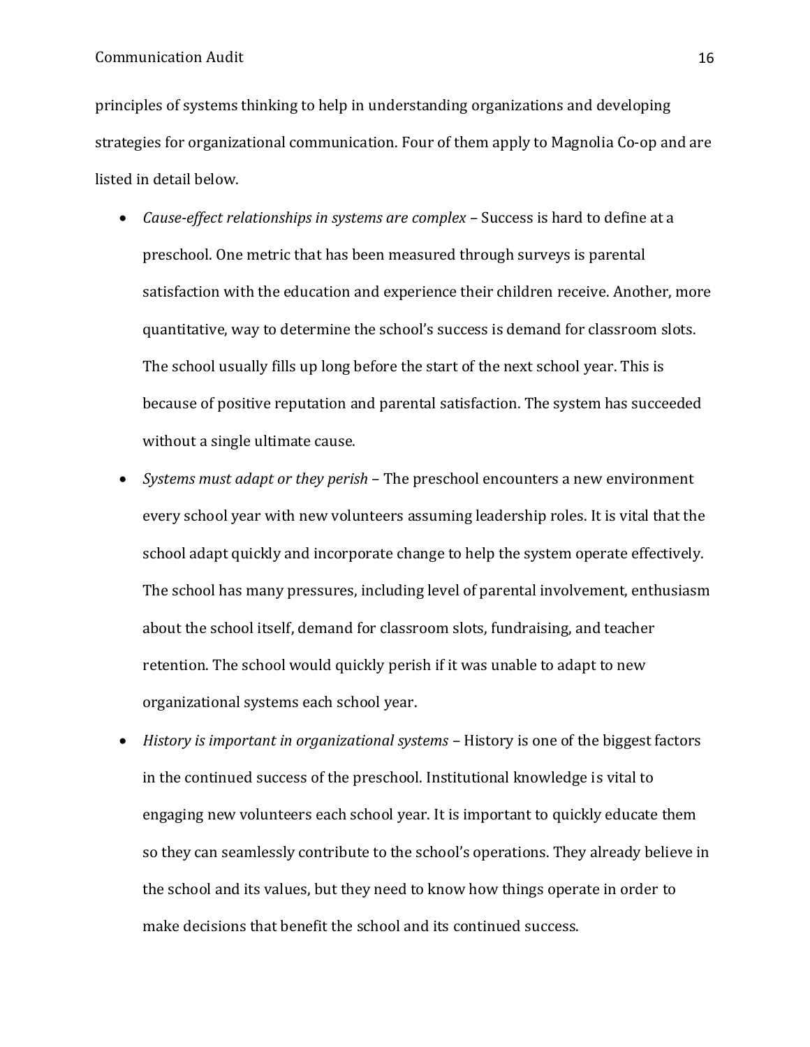principles of systems thinking to help in understanding organizations and developing strategies for organizational communication. Four of them apply to Magnolia Co-op and are listed in detail below.

- *Cause-effect relationships in systems are complex* – Success is hard to define at a preschool. One metric that has been measured through surveys is parental satisfaction with the education and experience their children receive. Another, more quantitative, way to determine the school's success is demand for classroom slots. The school usually fills up long before the start of the next school year. This is because of positive reputation and parental satisfaction. The system has succeeded without a single ultimate cause.
- *Systems must adapt or they perish* – The preschool encounters a new environment every school year with new volunteers assuming leadership roles. It is vital that the school adapt quickly and incorporate change to help the system operate effectively. The school has many pressures, including level of parental involvement, enthusiasm about the school itself, demand for classroom slots, fundraising, and teacher retention. The school would quickly perish if it was unable to adapt to new organizational systems each school year.
- *History is important in organizational systems* – History is one of the biggest factors in the continued success of the preschool. Institutional knowledge is vital to engaging new volunteers each school year. It is important to quickly educate them so they can seamlessly contribute to the school's operations. They already believe in the school and its values, but they need to know how things operate in order to make decisions that benefit the school and its continued success.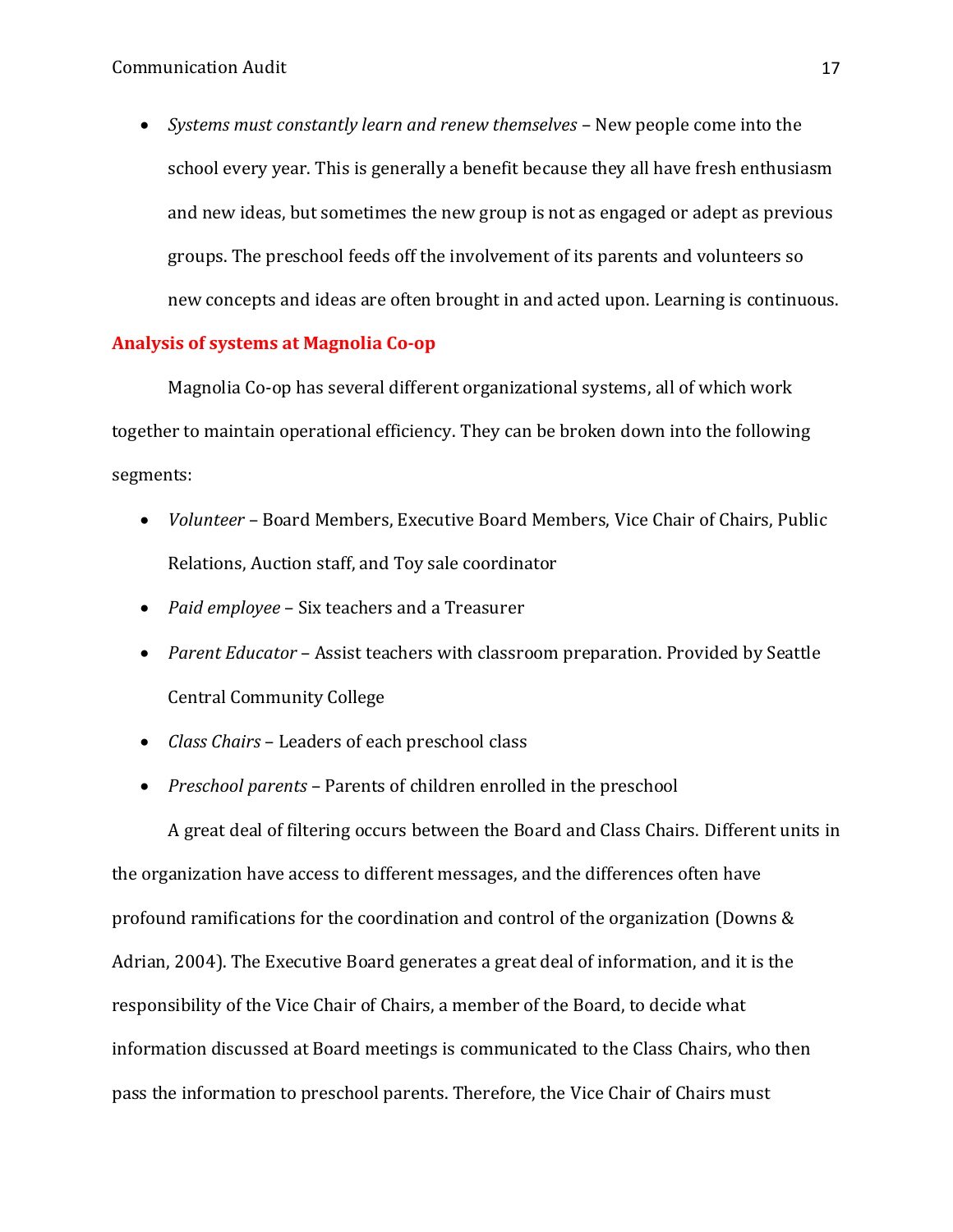- *Systems must constantly learn and renew themselves* – New people come into the school every year. This is generally a benefit because they all have fresh enthusiasm and new ideas, but sometimes the new group is not as engaged or adept as previous groups. The preschool feeds off the involvement of its parents and volunteers so new concepts and ideas are often brought in and acted upon. Learning is continuous.

## Analysis of systems at Magnolia Co-op

Magnolia Co-op has several different organizational systems, all of which work together to maintain operational efficiency. They can be broken down into the following segments:

- *Volunteer* – Board Members, Executive Board Members, Vice Chair of Chairs, Public Relations, Auction staff, and Toy sale coordinator
- *Paid employee* – Six teachers and a Treasurer
- *Parent Educator* – Assist teachers with classroom preparation. Provided by Seattle Central Community College
- *Class Chairs* – Leaders of each preschool class
- *Preschool parents* – Parents of children enrolled in the preschool

A great deal of filtering occurs between the Board and Class Chairs. Different units in the organization have access to different messages, and the differences often have profound ramifications for the coordination and control of the organization (Downs & Adrian, 2004). The Executive Board generates a great deal of information, and it is the responsibility of the Vice Chair of Chairs, a member of the Board, to decide what information discussed at Board meetings is communicated to the Class Chairs, who then pass the information to preschool parents. Therefore, the Vice Chair of Chairs must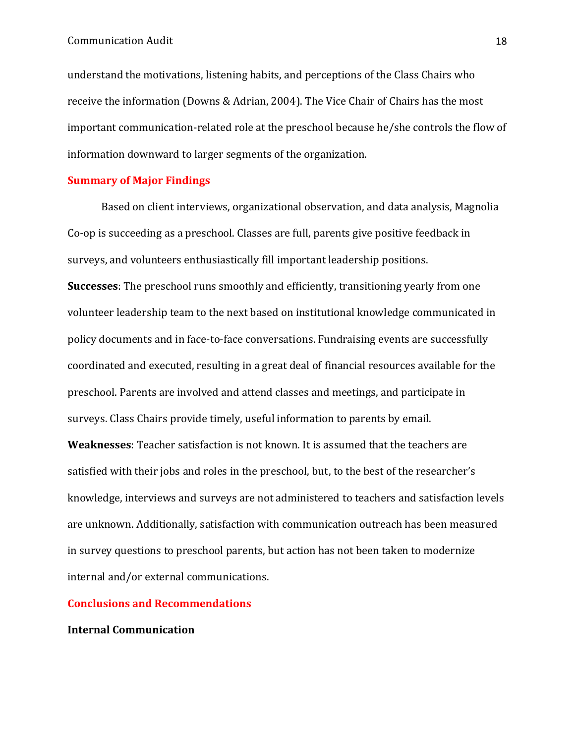understand the motivations, listening habits, and perceptions of the Class Chairs who receive the information (Downs & Adrian, 2004). The Vice Chair of Chairs has the most important communication-related role at the preschool because he/she controls the flow of information downward to larger segments of the organization.

## Summary of Major Findings

Based on client interviews, organizational observation, and data analysis, Magnolia Co-op is succeeding as a preschool. Classes are full, parents give positive feedback in surveys, and volunteers enthusiastically fill important leadership positions.

**Successes**: The preschool runs smoothly and efficiently, transitioning yearly from one volunteer leadership team to the next based on institutional knowledge communicated in policy documents and in face-to-face conversations. Fundraising events are successfully coordinated and executed, resulting in a great deal of financial resources available for the preschool. Parents are involved and attend classes and meetings, and participate in surveys. Class Chairs provide timely, useful information to parents by email.

**Weaknesses**: Teacher satisfaction is not known. It is assumed that the teachers are satisfied with their jobs and roles in the preschool, but, to the best of the researcher's knowledge, interviews and surveys are not administered to teachers and satisfaction levels are unknown. Additionally, satisfaction with communication outreach has been measured in survey questions to preschool parents, but action has not been taken to modernize internal and/or external communications.

## Conclusions and Recommendations

### Internal Communication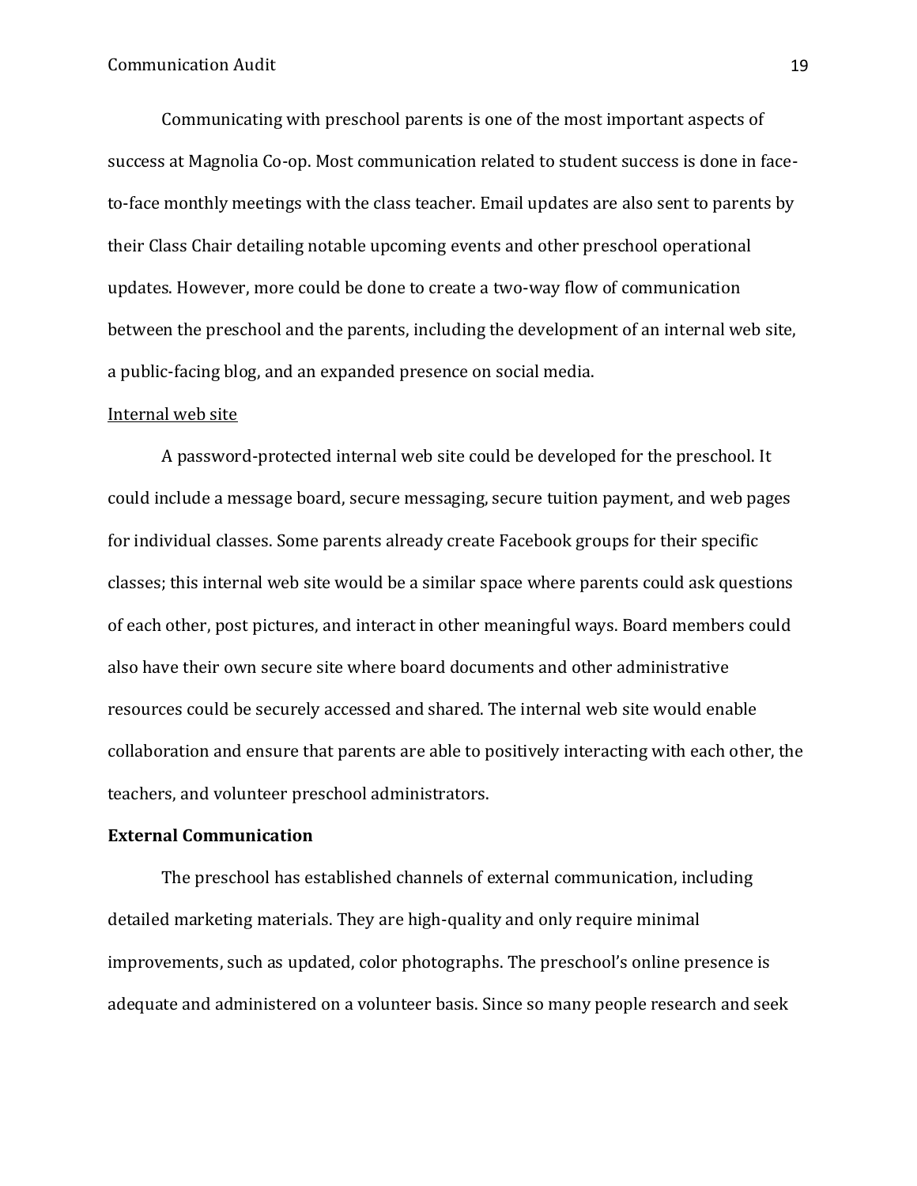Communicating with preschool parents is one of the most important aspects of success at Magnolia Co-op. Most communication related to student success is done in face-to-face monthly meetings with the class teacher. Email updates are also sent to parents by their Class Chair detailing notable upcoming events and other preschool operational updates. However, more could be done to create a two-way flow of communication between the preschool and the parents, including the development of an internal web site, a public-facing blog, and an expanded presence on social media.

<u>Internal web site</u>

A password-protected internal web site could be developed for the preschool. It could include a message board, secure messaging, secure tuition payment, and web pages for individual classes. Some parents already create Facebook groups for their specific classes; this internal web site would be a similar space where parents could ask questions of each other, post pictures, and interact in other meaningful ways. Board members could also have their own secure site where board documents and other administrative resources could be securely accessed and shared. The internal web site would enable collaboration and ensure that parents are able to positively interacting with each other, the teachers, and volunteer preschool administrators.

**External Communication**

The preschool has established channels of external communication, including detailed marketing materials. They are high-quality and only require minimal improvements, such as updated, color photographs. The preschool's online presence is adequate and administered on a volunteer basis. Since so many people research and seek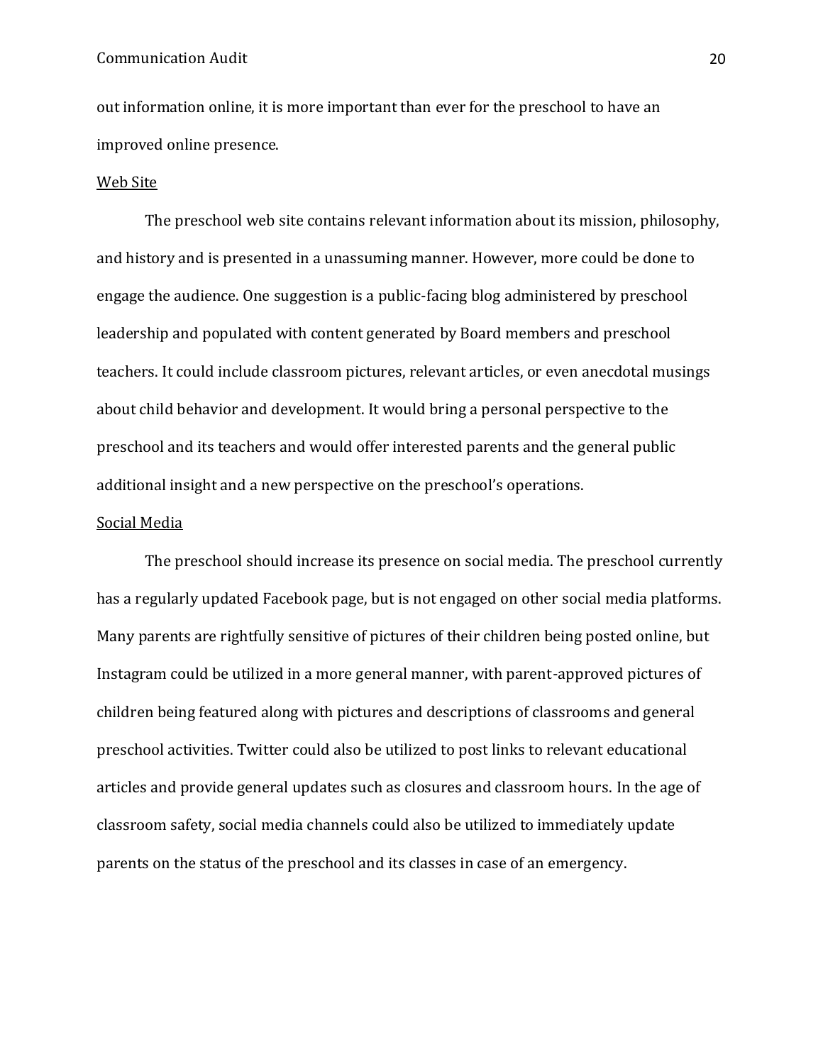out information online, it is more important than ever for the preschool to have an improved online presence.

### Web Site

The preschool web site contains relevant information about its mission, philosophy, and history and is presented in a unassuming manner. However, more could be done to engage the audience. One suggestion is a public-facing blog administered by preschool leadership and populated with content generated by Board members and preschool teachers. It could include classroom pictures, relevant articles, or even anecdotal musings about child behavior and development. It would bring a personal perspective to the preschool and its teachers and would offer interested parents and the general public additional insight and a new perspective on the preschool's operations.

### Social Media

The preschool should increase its presence on social media. The preschool currently has a regularly updated Facebook page, but is not engaged on other social media platforms. Many parents are rightfully sensitive of pictures of their children being posted online, but Instagram could be utilized in a more general manner, with parent-approved pictures of children being featured along with pictures and descriptions of classrooms and general preschool activities. Twitter could also be utilized to post links to relevant educational articles and provide general updates such as closures and classroom hours. In the age of classroom safety, social media channels could also be utilized to immediately update parents on the status of the preschool and its classes in case of an emergency.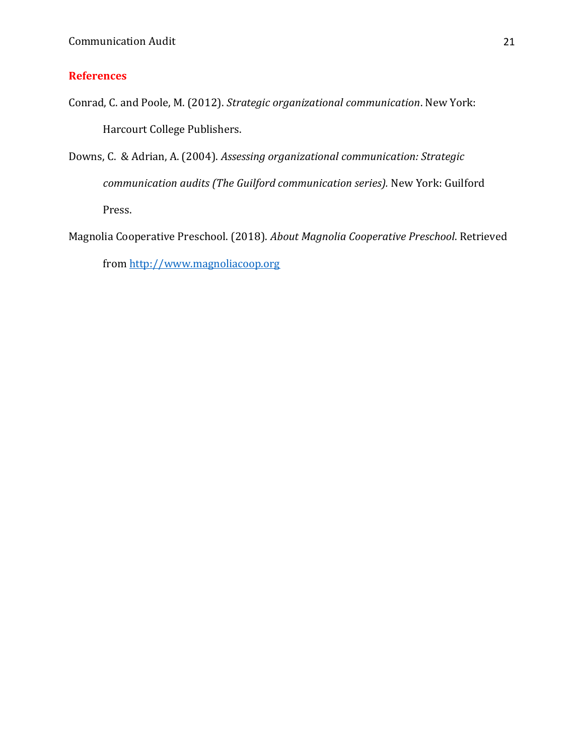## References

Conrad, C. and Poole, M. (2012). *Strategic organizational communication*. New York: Harcourt College Publishers.

Downs, C.  & Adrian, A. (2004). *Assessing organizational communication: Strategic communication audits (The Guilford communication series).* New York: Guilford Press.

Magnolia Cooperative Preschool. (2018). *About Magnolia Cooperative Preschool*. Retrieved from http://www.magnoliacoop.org